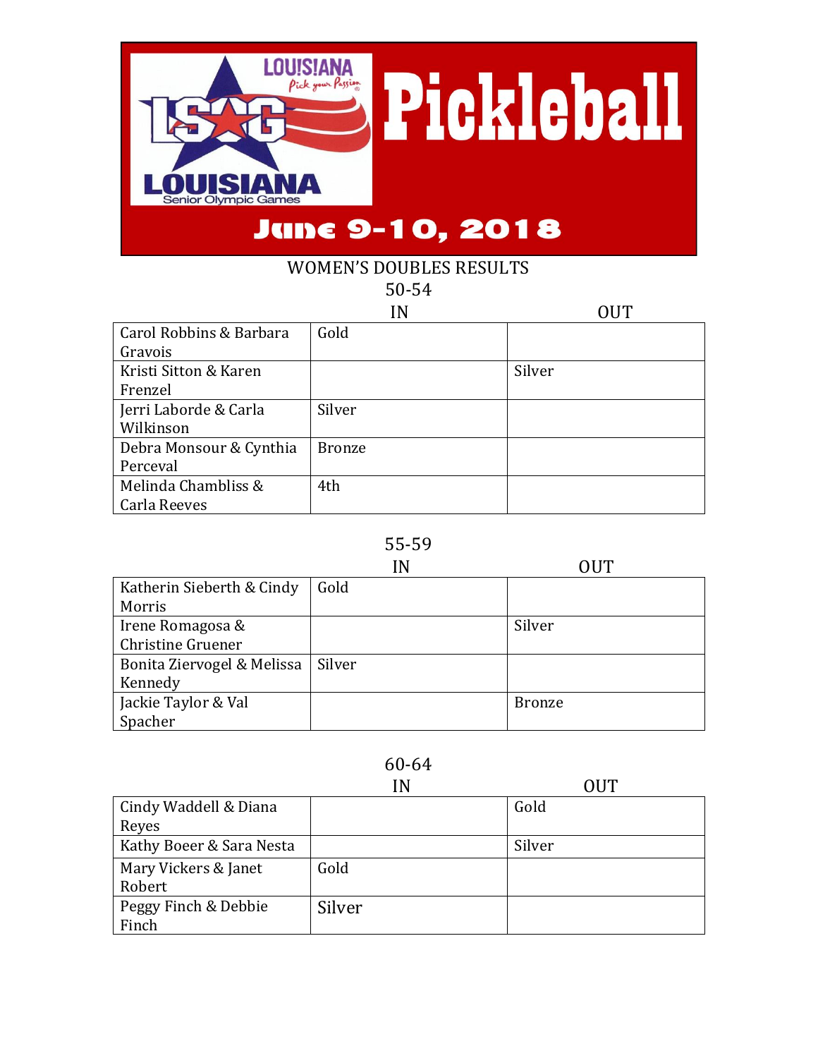# LOUISIANA Pick your Passion

# LSOG LOUISIANA Senior Olympic Games

# Pickleball

## June 9-10, 2018

### WOMEN'S DOUBLES RESULTS

#### 50-54

| | IN | OUT |
|---|---|---|
| Carol Robbins & Barbara Gravois | Gold | |
| Kristi Sitton & Karen Frenzel | | Silver |
| Jerri Laborde & Carla Wilkinson | Silver | |
| Debra Monsour & Cynthia Perceval | Bronze | |
| Melinda Chambliss & Carla Reeves | 4th | |

#### 55-59

| | IN | OUT |
|---|---|---|
| Katherin Sieberth & Cindy Morris | Gold | |
| Irene Romagosa & Christine Gruener | | Silver |
| Bonita Ziervogel & Melissa Kennedy | Silver | |
| Jackie Taylor & Val Spacher | | Bronze |

#### 60-64

| | IN | OUT |
|---|---|---|
| Cindy Waddell & Diana Reyes | | Gold |
| Kathy Boeer & Sara Nesta | | Silver |
| Mary Vickers & Janet Robert | Gold | |
| Peggy Finch & Debbie Finch | Silver | |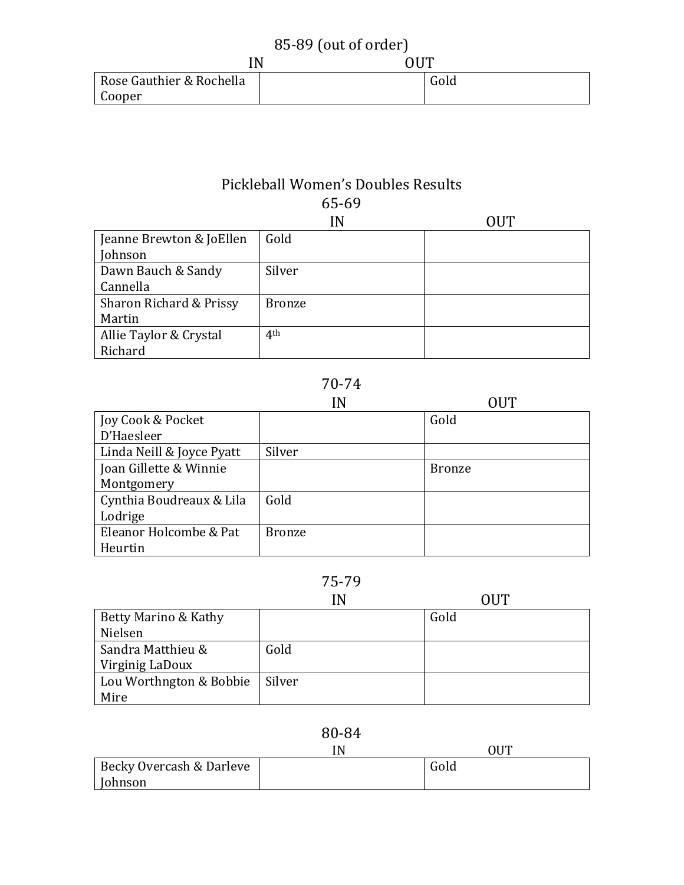85-89 (out of order)

| | IN | OUT |
|---|---|---|
| Rose Gauthier & Rochella Cooper | | Gold |

## Pickleball Women's Doubles Results

### 65-69

| | IN | OUT |
|---|---|---|
| Jeanne Brewton & JoEllen Johnson | Gold | |
| Dawn Bauch & Sandy Cannella | Silver | |
| Sharon Richard & Prissy Martin | Bronze | |
| Allie Taylor & Crystal Richard | 4th | |

### 70-74

| | IN | OUT |
|---|---|---|
| Joy Cook & Pocket D'Haesleer | | Gold |
| Linda Neill & Joyce Pyatt | Silver | |
| Joan Gillette & Winnie Montgomery | | Bronze |
| Cynthia Boudreaux & Lila Lodrige | Gold | |
| Eleanor Holcombe & Pat Heurtin | Bronze | |

### 75-79

| | IN | OUT |
|---|---|---|
| Betty Marino & Kathy Nielsen | | Gold |
| Sandra Matthieu & Virginig LaDoux | Gold | |
| Lou Worthngton & Bobbie Mire | Silver | |

### 80-84

| | IN | OUT |
|---|---|---|
| Becky Overcash & Darleve Johnson | | Gold |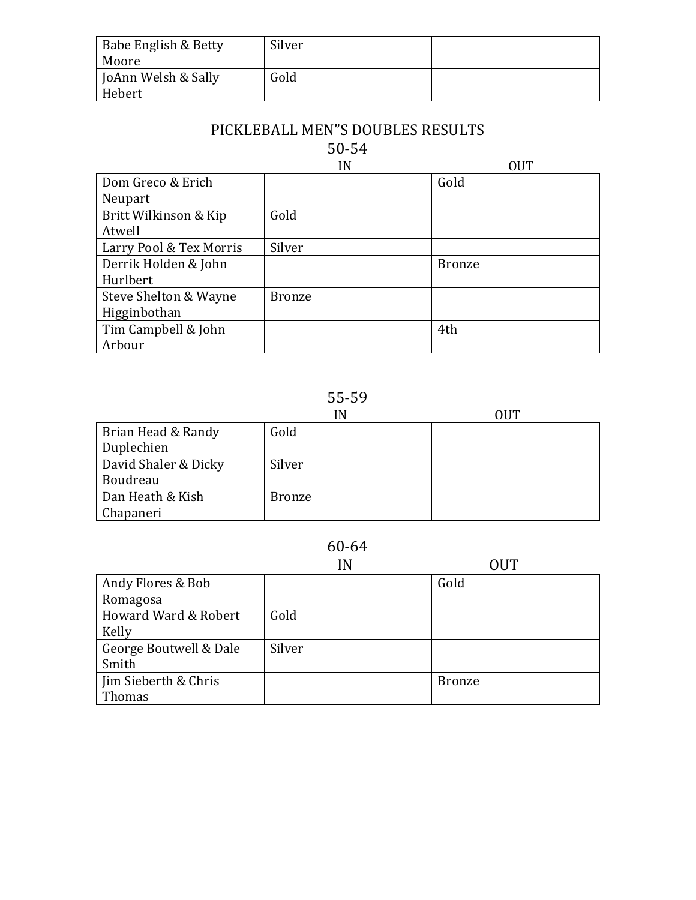| | | |
|---|---|---|
| Babe English & Betty Moore | Silver | |
| JoAnn Welsh & Sally Hebert | Gold | |

## PICKLEBALL MEN"S DOUBLES RESULTS

### 50-54

| | IN | OUT |
|---|---|---|
| Dom Greco & Erich Neupart | | Gold |
| Britt Wilkinson & Kip Atwell | Gold | |
| Larry Pool & Tex Morris | Silver | |
| Derrik Holden & John Hurlbert | | Bronze |
| Steve Shelton & Wayne Higginbothan | Bronze | |
| Tim Campbell & John Arbour | | 4th |

### 55-59

| | IN | OUT |
|---|---|---|
| Brian Head & Randy Duplechien | Gold | |
| David Shaler & Dicky Boudreau | Silver | |
| Dan Heath & Kish Chapaneri | Bronze | |

### 60-64

| | IN | OUT |
|---|---|---|
| Andy Flores & Bob Romagosa | | Gold |
| Howard Ward & Robert Kelly | Gold | |
| George Boutwell & Dale Smith | Silver | |
| Jim Sieberth & Chris Thomas | | Bronze |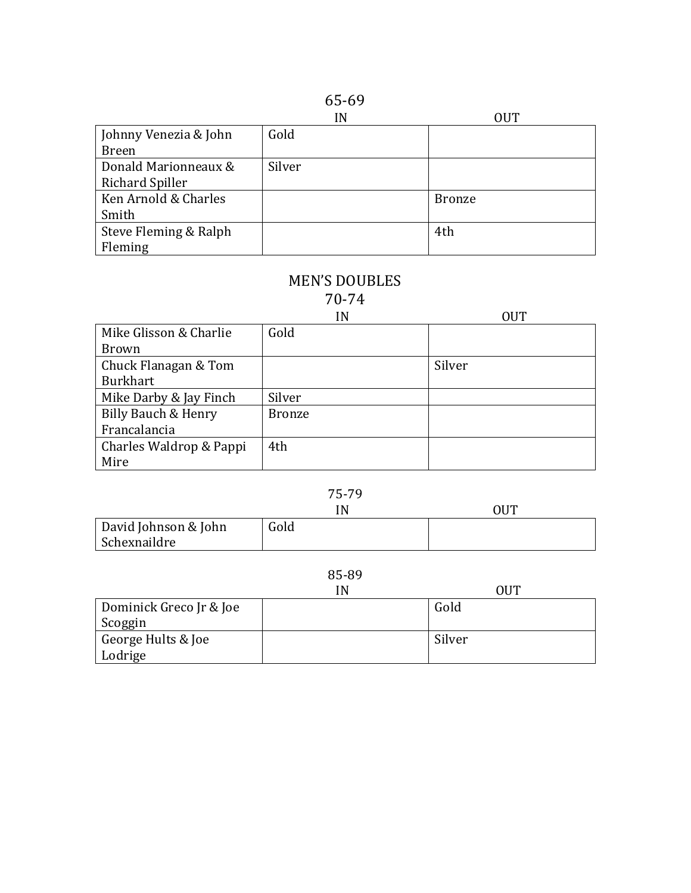### 65-69

| | IN | OUT |
|---|---|---|
| Johnny Venezia & John Breen | Gold | |
| Donald Marionneaux & Richard Spiller | Silver | |
| Ken Arnold & Charles Smith | | Bronze |
| Steve Fleming & Ralph Fleming | | 4th |

## MEN'S DOUBLES

### 70-74

| | IN | OUT |
|---|---|---|
| Mike Glisson & Charlie Brown | Gold | |
| Chuck Flanagan & Tom Burkhart | | Silver |
| Mike Darby & Jay Finch | Silver | |
| Billy Bauch & Henry Francalancia | Bronze | |
| Charles Waldrop & Pappi Mire | 4th | |

### 75-79

| | IN | OUT |
|---|---|---|
| David Johnson & John Schexnaildre | Gold | |

### 85-89

| | IN | OUT |
|---|---|---|
| Dominick Greco Jr & Joe Scoggin | | Gold |
| George Hults & Joe Lodrige | | Silver |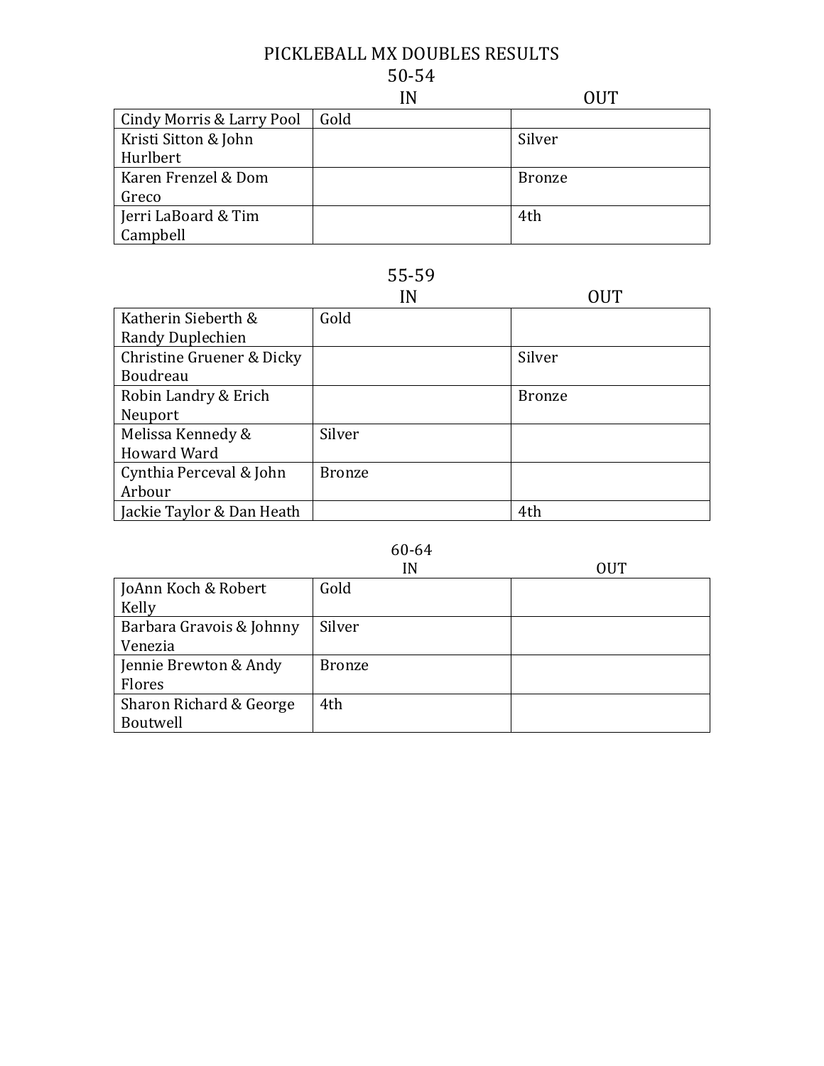# PICKLEBALL MX DOUBLES RESULTS

## 50-54

| | IN | OUT |
|---|---|---|
| Cindy Morris & Larry Pool | Gold | |
| Kristi Sitton & John Hurlbert | | Silver |
| Karen Frenzel & Dom Greco | | Bronze |
| Jerri LaBoard & Tim Campbell | | 4th |

## 55-59

| | IN | OUT |
|---|---|---|
| Katherin Sieberth & Randy Duplechien | Gold | |
| Christine Gruener & Dicky Boudreau | | Silver |
| Robin Landry & Erich Neuport | | Bronze |
| Melissa Kennedy & Howard Ward | Silver | |
| Cynthia Perceval & John Arbour | Bronze | |
| Jackie Taylor & Dan Heath | | 4th |

## 60-64

| | IN | OUT |
|---|---|---|
| JoAnn Koch & Robert Kelly | Gold | |
| Barbara Gravois & Johnny Venezia | Silver | |
| Jennie Brewton & Andy Flores | Bronze | |
| Sharon Richard & George Boutwell | 4th | |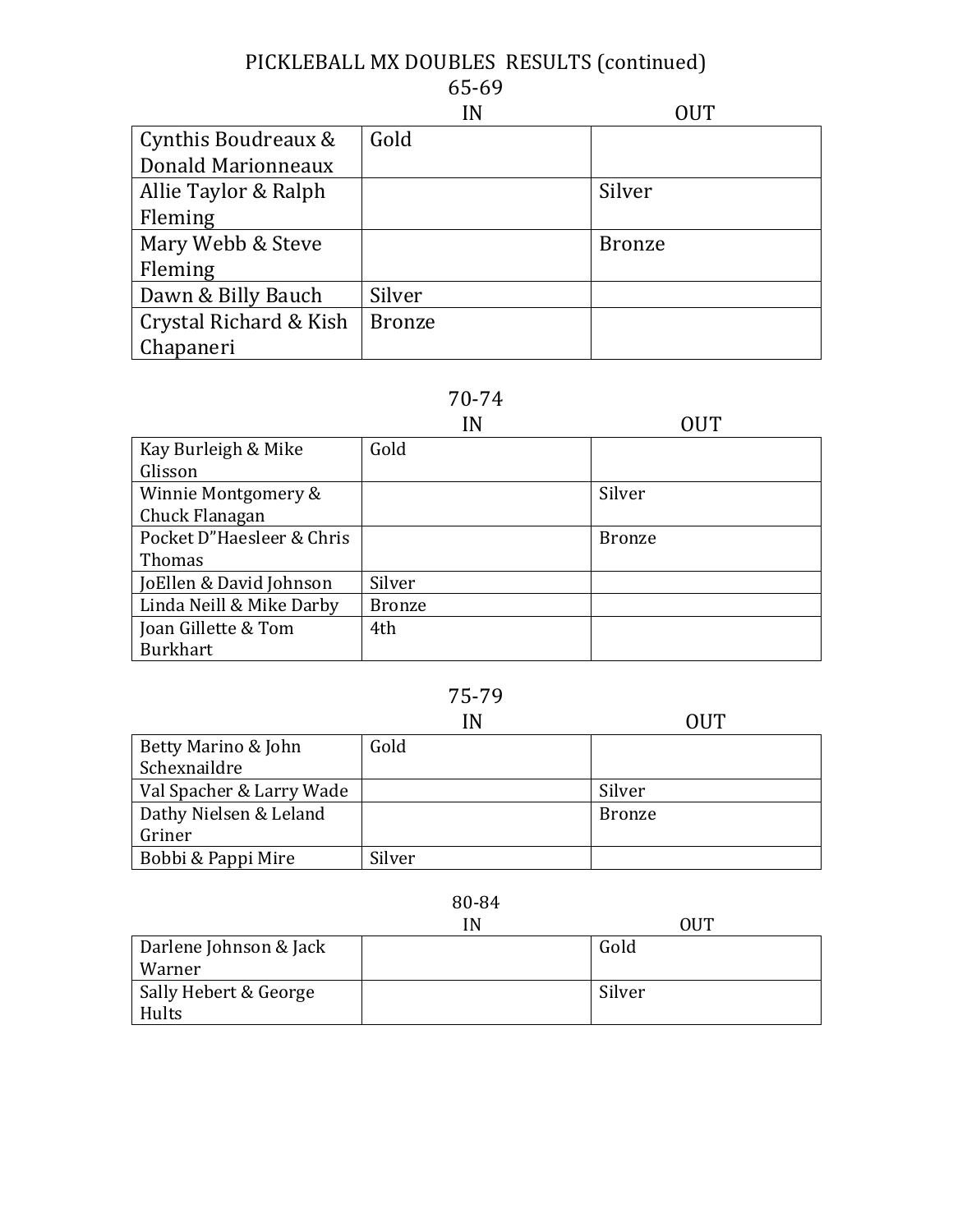# PICKLEBALL MX DOUBLES RESULTS (continued)

## 65-69

| | IN | OUT |
|---|---|---|
| Cynthis Boudreaux & Donald Marionneaux | Gold | |
| Allie Taylor & Ralph Fleming | | Silver |
| Mary Webb & Steve Fleming | | Bronze |
| Dawn & Billy Bauch | Silver | |
| Crystal Richard & Kish Chapaneri | Bronze | |

## 70-74

| | IN | OUT |
|---|---|---|
| Kay Burleigh & Mike Glisson | Gold | |
| Winnie Montgomery & Chuck Flanagan | | Silver |
| Pocket D"Haesleer & Chris Thomas | | Bronze |
| JoEllen & David Johnson | Silver | |
| Linda Neill & Mike Darby | Bronze | |
| Joan Gillette & Tom Burkhart | 4th | |

## 75-79

| | IN | OUT |
|---|---|---|
| Betty Marino & John Schexnaildre | Gold | |
| Val Spacher & Larry Wade | | Silver |
| Dathy Nielsen & Leland Griner | | Bronze |
| Bobbi & Pappi Mire | Silver | |

## 80-84

| | IN | OUT |
|---|---|---|
| Darlene Johnson & Jack Warner | | Gold |
| Sally Hebert & George Hults | | Silver |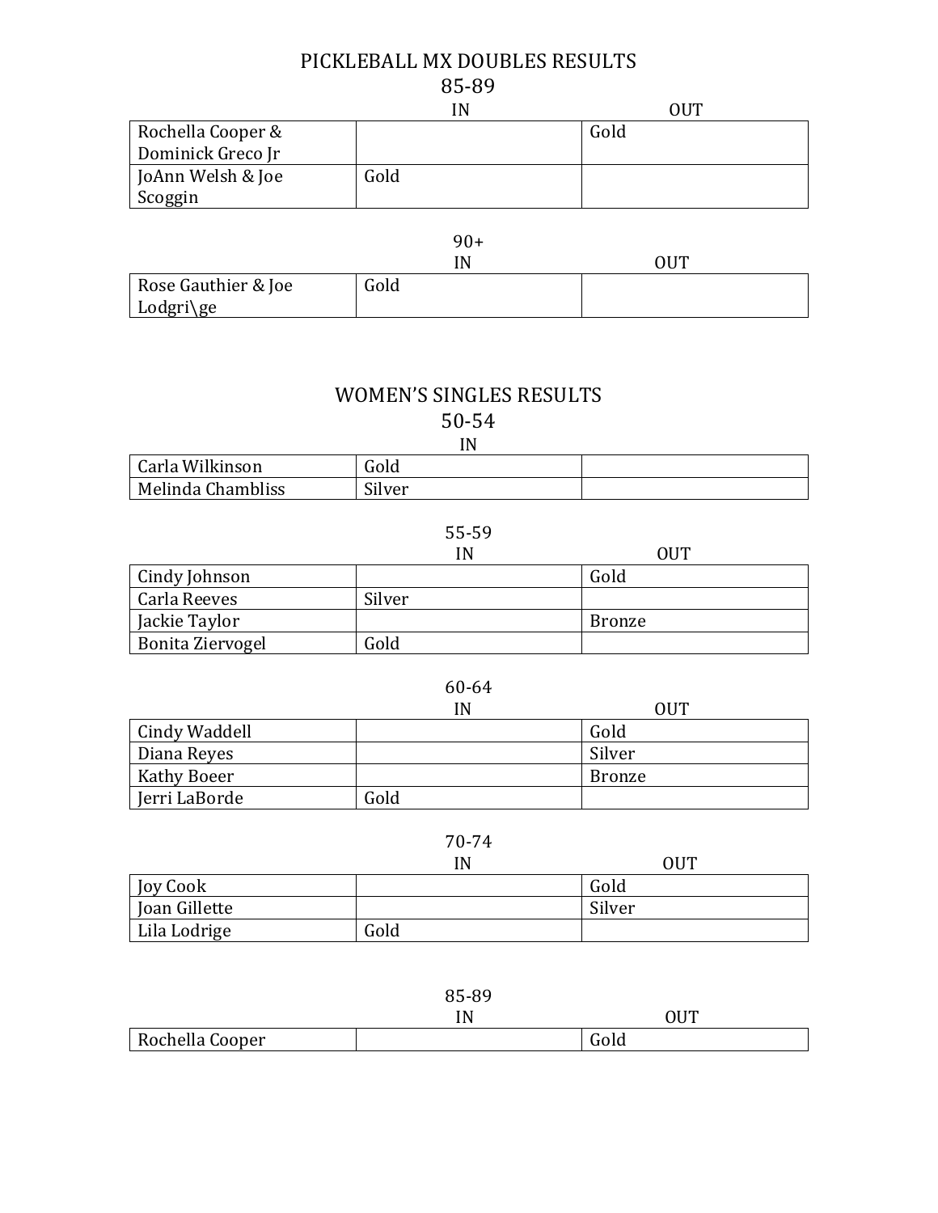# PICKLEBALL MX DOUBLES RESULTS

## 85-89

| | IN | OUT |
|---|---|---|
| Rochella Cooper & Dominick Greco Jr | | Gold |
| JoAnn Welsh & Joe Scoggin | Gold | |

## 90+

| | IN | OUT |
|---|---|---|
| Rose Gauthier & Joe Lodgri\ge | Gold | |

# WOMEN'S SINGLES RESULTS

## 50-54

| | IN | |
|---|---|---|
| Carla Wilkinson | Gold | |
| Melinda Chambliss | Silver | |

## 55-59

| | IN | OUT |
|---|---|---|
| Cindy Johnson | | Gold |
| Carla Reeves | Silver | |
| Jackie Taylor | | Bronze |
| Bonita Ziervogel | Gold | |

## 60-64

| | IN | OUT |
|---|---|---|
| Cindy Waddell | | Gold |
| Diana Reyes | | Silver |
| Kathy Boeer | | Bronze |
| Jerri LaBorde | Gold | |

## 70-74

| | IN | OUT |
|---|---|---|
| Joy Cook | | Gold |
| Joan Gillette | | Silver |
| Lila Lodrige | Gold | |

## 85-89

| | IN | OUT |
|---|---|---|
| Rochella Cooper | | Gold |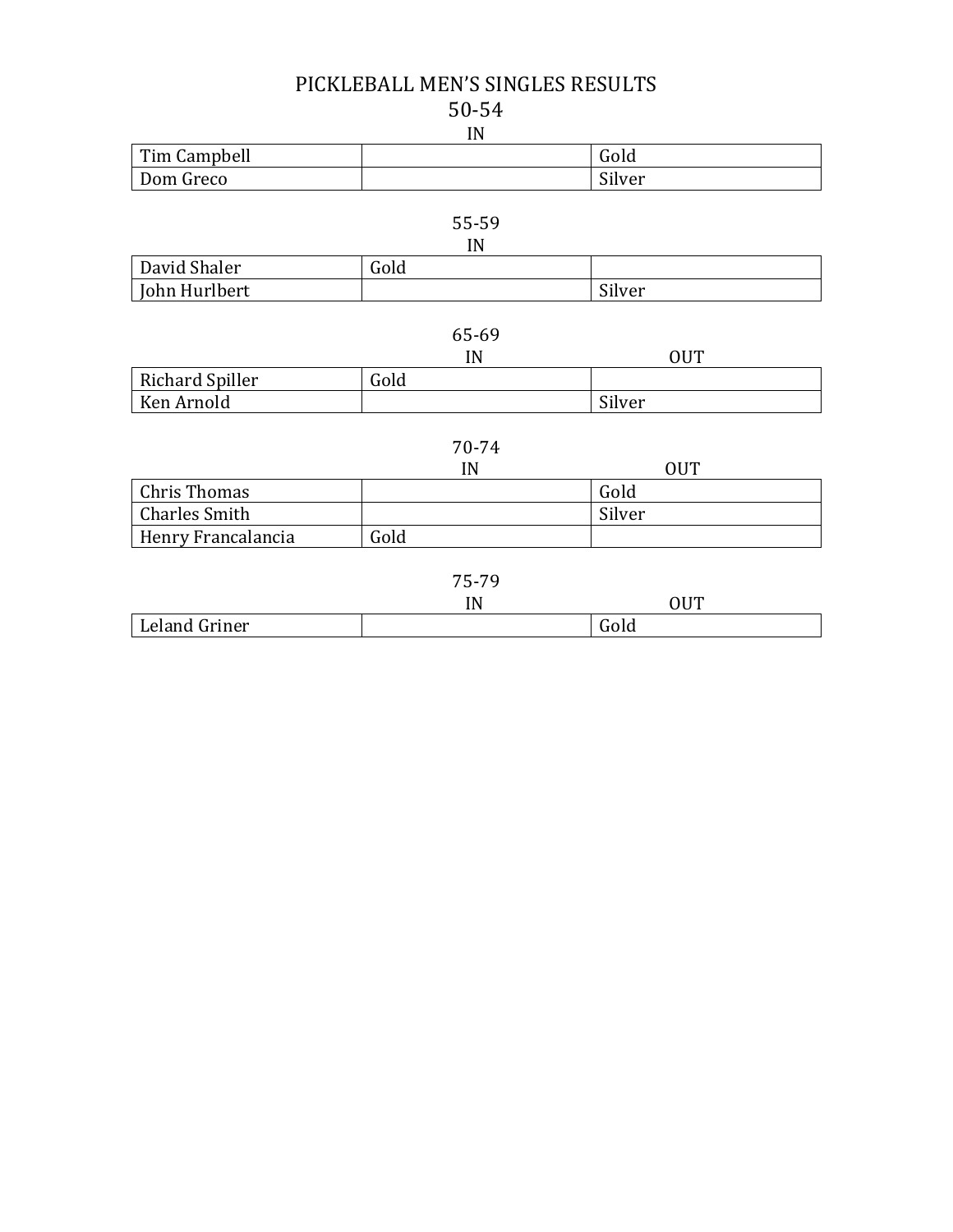# PICKLEBALL MEN'S SINGLES RESULTS

## 50-54

| | IN | |
|---|---|---|
| Tim Campbell | | Gold |
| Dom Greco | | Silver |

## 55-59

| | IN | |
|---|---|---|
| David Shaler | Gold | |
| John Hurlbert | | Silver |

## 65-69

| | IN | OUT |
|---|---|---|
| Richard Spiller | Gold | |
| Ken Arnold | | Silver |

## 70-74

| | IN | OUT |
|---|---|---|
| Chris Thomas | | Gold |
| Charles Smith | | Silver |
| Henry Francalancia | Gold | |

## 75-79

| | IN | OUT |
|---|---|---|
| Leland Griner | | Gold |